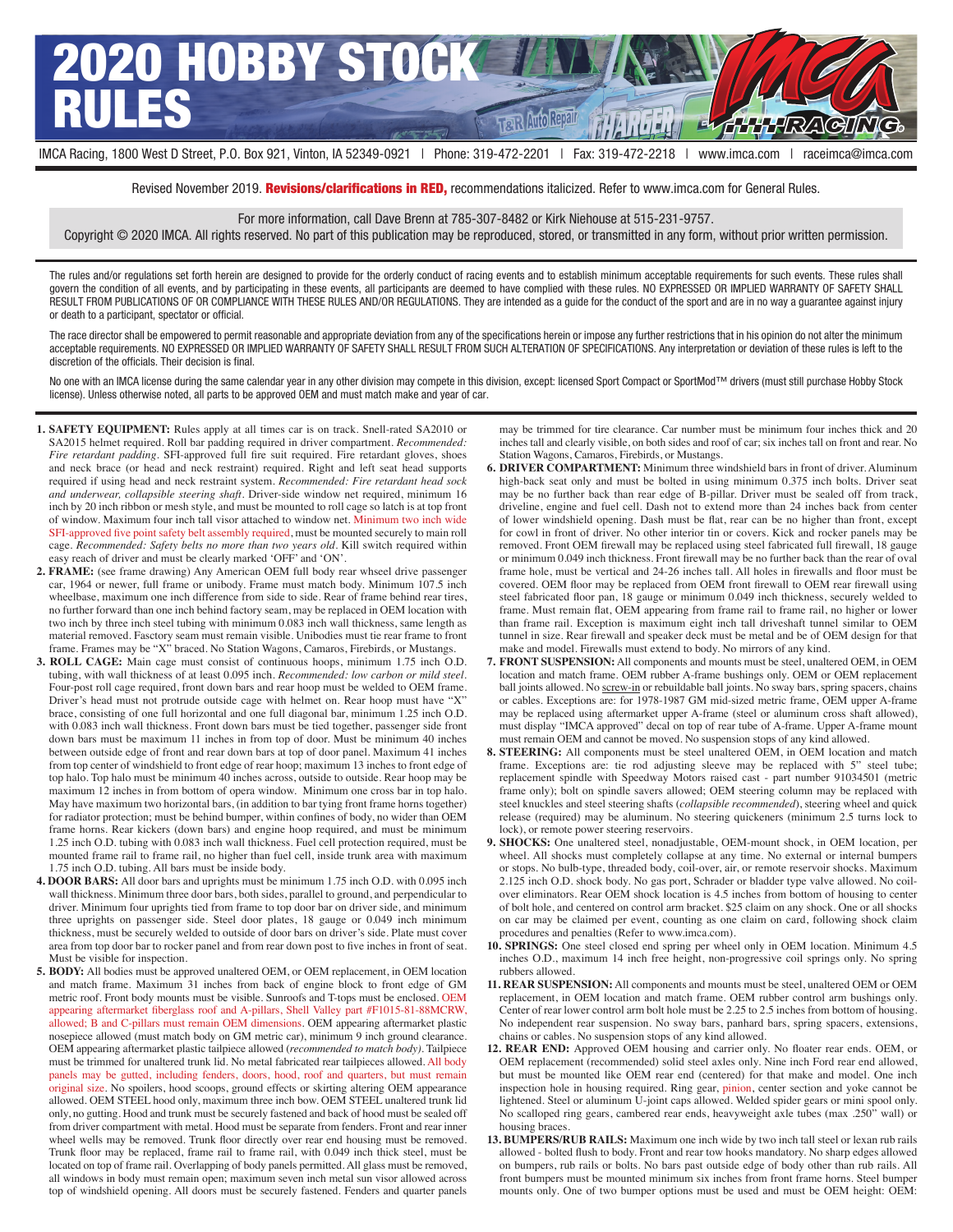# 2020 HOBBY STOCK RULES

IMCA Racing, 1800 West D Street, P.O. Box 921, Vinton, IA 52349-0921 | Phone: 319-472-2201 | Fax: 319-472-2218 | www.imca.com | raceimca@imca.com

Revised November 2019. **Revisions/clarifications in RED,** recommendations italicized. Refer to www.imca.com for General Rules.

For more information, call Dave Brenn at 785-307-8482 or Kirk Niehouse at 515-231-9757.
Copyright © 2020 IMCA. All rights reserved. No part of this publication may be reproduced, stored, or transmitted in any form, without prior written permission.

The rules and/or regulations set forth herein are designed to provide for the orderly conduct of racing events and to establish minimum acceptable requirements for such events. These rules shall govern the condition of all events, and by participating in these events, all participants are deemed to have complied with these rules. NO EXPRESSED OR IMPLIED WARRANTY OF SAFETY SHALL RESULT FROM PUBLICATIONS OF OR COMPLIANCE WITH THESE RULES AND/OR REGULATIONS. They are intended as a guide for the conduct of the sport and are in no way a guarantee against injury or death to a participant, spectator or official.

The race director shall be empowered to permit reasonable and appropriate deviation from any of the specifications herein or impose any further restrictions that in his opinion do not alter the minimum acceptable requirements. NO EXPRESSED OR IMPLIED WARRANTY OF SAFETY SHALL RESULT FROM SUCH ALTERATION OF SPECIFICATIONS. Any interpretation or deviation of these rules is left to the discretion of the officials. Their decision is final.

No one with an IMCA license during the same calendar year in any other division may compete in this division, except: licensed Sport Compact or SportMod™ drivers (must still purchase Hobby Stock license). Unless otherwise noted, all parts to be approved OEM and must match make and year of car.

1. **SAFETY EQUIPMENT:** Rules apply at all times car is on track. Snell-rated SA2010 or SA2015 helmet required. Roll bar padding required in driver compartment. *Recommended: Fire retardant padding*. SFI-approved full fire suit required. Fire retardant gloves, shoes and neck brace (or head and neck restraint) required. Right and left seat head supports required if using head and neck restraint system. *Recommended: Fire retardant head sock and underwear, collapsible steering shaft*. Driver-side window net required, minimum 16 inch by 20 inch ribbon or mesh style, and must be mounted to roll cage so latch is at top front of window. Maximum four inch tall visor attached to window net. Minimum two inch wide SFI-approved five point safety belt assembly required, must be mounted securely to main roll cage. *Recommended: Safety belts no more than two years old*. Kill switch required within easy reach of driver and must be clearly marked 'OFF' and 'ON'.

2. **FRAME:** (see frame drawing) Any American OEM full body rear whseel drive passenger car, 1964 or newer, full frame or unibody. Frame must match body. Minimum 107.5 inch wheelbase, maximum one inch difference from side to side. Rear of frame behind rear tires, no further forward than one inch behind factory seam, may be replaced in OEM location with two inch by three inch steel tubing with minimum 0.083 inch wall thickness, same length as material removed. Fasctory seam must remain visible. Unibodies must tie rear frame to front frame. Frames may be "X" braced. No Station Wagons, Camaros, Firebirds, or Mustangs.

3. **ROLL CAGE:** Main cage must consist of continuous hoops, minimum 1.75 inch O.D. tubing, with wall thickness of at least 0.095 inch. *Recommended: low carbon or mild steel*. Four-post roll cage required, front down bars and rear hoop must be welded to OEM frame. Driver's head must not protrude outside cage with helmet on. Rear hoop must have "X" brace, consisting of one full horizontal and one full diagonal bar, minimum 1.25 inch O.D. with 0.083 inch wall thickness. Front down bars must be tied together, passenger side front down bars must be maximum 11 inches in from top of door. Must be minimum 40 inches between outside edge of front and rear down bars at top of door panel. Maximum 41 inches from top center of windshield to front edge of rear hoop; maximum 13 inches to front edge of top halo. Top halo must be minimum 40 inches across, outside to outside. Rear hoop may be maximum 12 inches in from bottom of opera window. Minimum one cross bar in top halo. May have maximum two horizontal bars, (in addition to bar tying front frame horns together) for radiator protection; must be behind bumper, within confines of body, no wider than OEM frame horns. Rear kickers (down bars) and engine hoop required, and must be minimum 1.25 inch O.D. tubing with 0.083 inch wall thickness. Fuel cell protection required, must be mounted frame rail to frame rail, no higher than fuel cell, inside trunk area with maximum 1.75 inch O.D. tubing. All bars must be inside body.

4. **DOOR BARS:** All door bars and uprights must be minimum 1.75 inch O.D. with 0.095 inch wall thickness. Minimum three door bars, both sides, parallel to ground, and perpendicular to driver. Minimum four uprights tied from frame to top door bar on driver side, and minimum three uprights on passenger side. Steel door plates, 18 gauge or 0.049 inch minimum thickness, must be securely welded to outside of door bars on driver's side. Plate must cover area from top door bar to rocker panel and from rear down post to five inches in front of seat. Must be visible for inspection.

5. **BODY:** All bodies must be approved unaltered OEM, or OEM replacement, in OEM location and match frame. Maximum 31 inches from back of engine block to front edge of GM metric roof. Front body mounts must be visible. Sunroofs and T-tops must be enclosed. OEM appearing aftermarket fiberglass roof and A-pillars, Shell Valley part #F1015-81-88MCRW, allowed; B and C-pillars must remain OEM dimensions. OEM appearing aftermarket plastic nosepiece allowed (must match body on GM metric car), minimum 9 inch ground clearance. OEM appearing aftermarket plastic tailpiece allowed (*recommended to match body)*. Tailpiece must be trimmed for unaltered trunk lid. No metal fabricated rear tailpieces allowed. All body panels may be gutted, including fenders, doors, hood, roof and quarters, but must remain original size. No spoilers, hood scoops, ground effects or skirting altering OEM appearance allowed. OEM STEEL hood only, maximum three inch bow. OEM STEEL unaltered trunk lid only, no gutting. Hood and trunk must be securely fastened and back of hood must be sealed off from driver compartment with metal. Hood must be separate from fenders. Front and rear inner wheel wells may be removed. Trunk floor directly over rear end housing must be removed. Trunk floor may be replaced, frame rail to frame rail, with 0.049 inch thick steel, must be located on top of frame rail. Overlapping of body panels permitted. All glass must be removed, all windows in body must remain open; maximum seven inch metal sun visor allowed across top of windshield opening. All doors must be securely fastened. Fenders and quarter panels may be trimmed for tire clearance. Car number must be minimum four inches thick and 20 inches tall and clearly visible, on both sides and roof of car; six inches tall on front and rear. No Station Wagons, Camaros, Firebirds, or Mustangs.

6. **DRIVER COMPARTMENT:** Minimum three windshield bars in front of driver. Aluminum high-back seat only and must be bolted in using minimum 0.375 inch bolts. Driver seat may be no further back than rear edge of B-pillar. Driver must be sealed off from track, driveline, engine and fuel cell. Dash not to extend more than 24 inches back from center of lower windshield opening. Dash must be flat, rear can be no higher than front, except for cowl in front of driver. No other interior tin or covers. Kick and rocker panels may be removed. Front OEM firewall may be replaced using steel fabricated full firewall, 18 gauge or minimum 0.049 inch thickness. Front firewall may be no further back than the rear of oval frame hole, must be vertical and 24-26 inches tall. All holes in firewalls and floor must be covered. OEM floor may be replaced from OEM front firewall to OEM rear firewall using steel fabricated floor pan, 18 gauge or minimum 0.049 inch thickness, securely welded to frame. Must remain flat, OEM appearing from frame rail to frame rail, no higher or lower than frame rail. Exception is maximum eight inch tall driveshaft tunnel similar to OEM tunnel in size. Rear firewall and speaker deck must be metal and be of OEM design for that make and model. Firewalls must extend to body. No mirrors of any kind.

7. **FRONT SUSPENSION:** All components and mounts must be steel, unaltered OEM, in OEM location and match frame. OEM rubber A-frame bushings only. OEM or OEM replacement ball joints allowed. No screw-in or rebuildable ball joints. No sway bars, spring spacers, chains or cables. Exceptions are: for 1978-1987 GM mid-sized metric frame, OEM upper A-frame may be replaced using aftermarket upper A-frame (steel or aluminum cross shaft allowed), must display "IMCA approved" decal on top of rear tube of A-frame. Upper A-frame mount must remain OEM and cannot be moved. No suspension stops of any kind allowed.

8. **STEERING:** All components must be steel unaltered OEM, in OEM location and match frame. Exceptions are: tie rod adjusting sleeve may be replaced with 5" steel tube; replacement spindle with Speedway Motors raised cast - part number 91034501 (metric frame only); bolt on spindle savers allowed; OEM steering column may be replaced with steel knuckles and steel steering shafts (*collapsible recommended*), steering wheel and quick release (required) may be aluminum. No steering quickeners (minimum 2.5 turns lock to lock), or remote power steering reservoirs.

9. **SHOCKS:** One unaltered steel, nonadjustable, OEM-mount shock, in OEM location, per wheel. All shocks must completely collapse at any time. No external or internal bumpers or stops. No bulb-type, threaded body, coil-over, air, or remote reservoir shocks. Maximum 2.125 inch O.D. shock body. No gas port, Schrader or bladder type valve allowed. No coil-over eliminators. Rear OEM shock location is 4.5 inches from bottom of housing to center of bolt hole, and centered on control arm bracket. $25 claim on any shock. One or all shocks on car may be claimed per event, counting as one claim on card, following shock claim procedures and penalties (Refer to www.imca.com).

10. **SPRINGS:** One steel closed end spring per wheel only in OEM location. Minimum 4.5 inches O.D., maximum 14 inch free height, non-progressive coil springs only. No spring rubbers allowed.

11. **REAR SUSPENSION:** All components and mounts must be steel, unaltered OEM or OEM replacement, in OEM location and match frame. OEM rubber control arm bushings only. Center of rear lower control arm bolt hole must be 2.25 to 2.5 inches from bottom of housing. No independent rear suspension. No sway bars, panhard bars, spring spacers, extensions, chains or cables. No suspension stops of any kind allowed.

12. **REAR END:** Approved OEM housing and carrier only. No floater rear ends. OEM, or OEM replacement (centered) solid steel axles only. Nine inch Ford rear end allowed, but must be mounted like OEM rear end (centered) for that make and model. One inch inspection hole in housing required. Ring gear, pinion, center section and yoke cannot be lightened. Steel or aluminum U-joint caps allowed. Welded spider gears or mini spool only. No scalloped ring gears, cambered rear ends, heavyweight axle tubes (max .250" wall) or housing braces.

13. **BUMPERS/RUB RAILS:** Maximum one inch wide by two inch tall steel or lexan rub rails allowed - bolted flush to body. Front and rear tow hooks mandatory. No sharp edges allowed on bumpers, rub rails or bolts. No bars past outside edge of body other than rub rails. All front bumpers must be mounted minimum six inches from front frame horns. Steel bumper mounts only. One of two bumper options must be used and must be OEM height: OEM: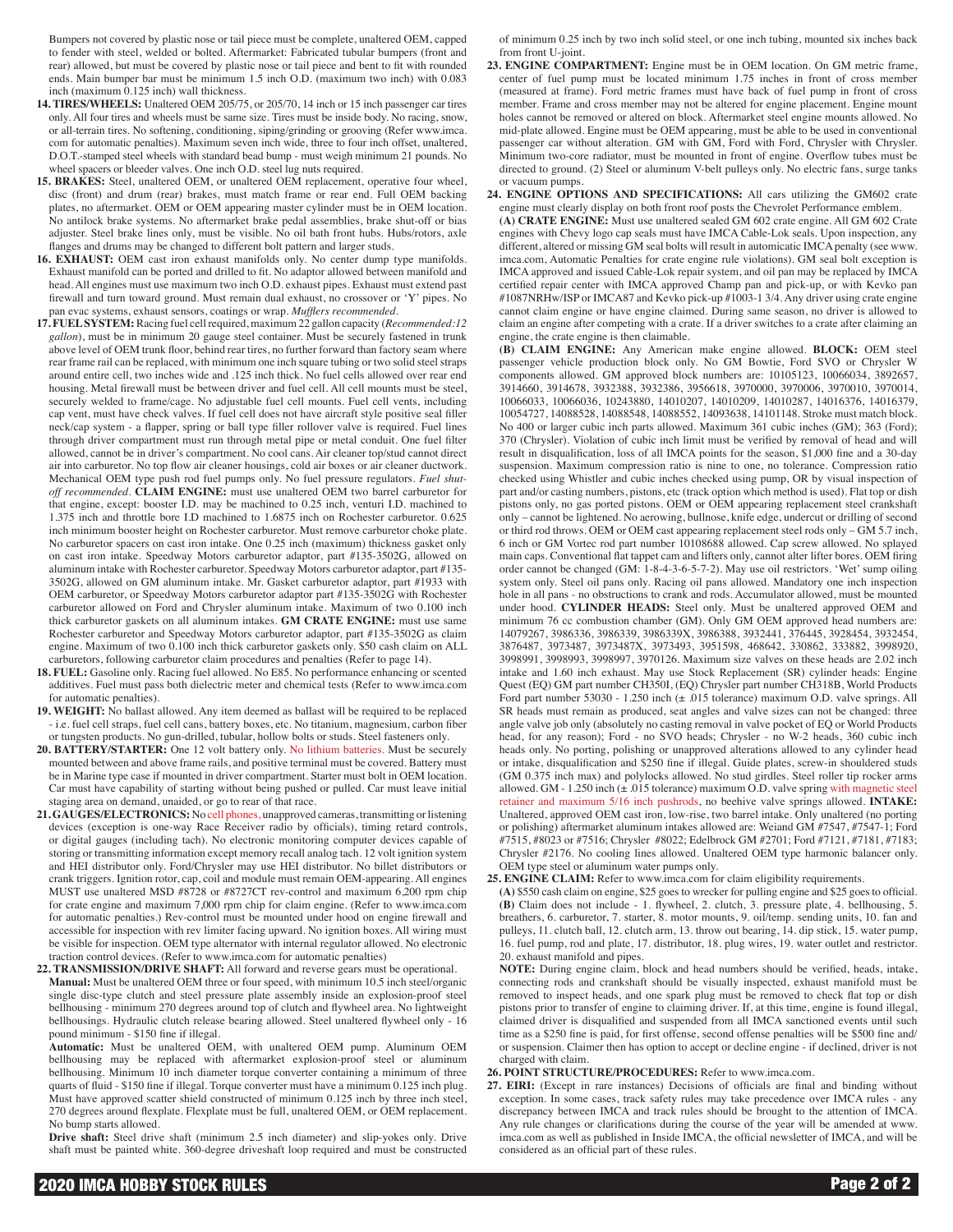Bumpers not covered by plastic nose or tail piece must be complete, unaltered OEM, capped to fender with steel, welded or bolted. Aftermarket: Fabricated tubular bumpers (front and rear) allowed, but must be covered by plastic nose or tail piece and bent to fit with rounded ends. Main bumper bar must be minimum 1.5 inch O.D. (maximum two inch) with 0.083 inch (maximum 0.125 inch) wall thickness.

**14. TIRES/WHEELS:** Unaltered OEM 205/75, or 205/70, 14 inch or 15 inch passenger car tires only. All four tires and wheels must be same size. Tires must be inside body. No racing, snow, or all-terrain tires. No softening, conditioning, siping/grinding or grooving (Refer www.imca.com for automatic penalties). Maximum seven inch wide, three to four inch offset, unaltered, D.O.T.-stamped steel wheels with standard bead bump - must weigh minimum 21 pounds. No wheel spacers or bleeder valves. One inch O.D. steel lug nuts required.

**15. BRAKES:** Steel, unaltered OEM, or unaltered OEM replacement, operative four wheel, disc (front) and drum (rear) brakes, must match frame or rear end. Full OEM backing plates, no aftermarket. OEM or OEM appearing master cylinder must be in OEM location. No antilock brake systems. No aftermarket brake pedal assemblies, brake shut-off or bias adjuster. Steel brake lines only, must be visible. No oil bath front hubs. Hubs/rotors, axle flanges and drums may be changed to different bolt pattern and larger studs.

**16. EXHAUST:** OEM cast iron exhaust manifolds only. No center dump type manifolds. Exhaust manifold can be ported and drilled to fit. No adaptor allowed between manifold and head. All engines must use maximum two inch O.D. exhaust pipes. Exhaust must extend past firewall and turn toward ground. Must remain dual exhaust, no crossover or 'Y' pipes. No pan evac systems, exhaust sensors, coatings or wrap. *Mufflers recommended.*

**17. FUEL SYSTEM:** Racing fuel cell required, maximum 22 gallon capacity (*Recommended:12 gallon*), must be in minimum 20 gauge steel container. Must be securely fastened in trunk above level of OEM trunk floor, behind rear tires, no further forward than factory seam where rear frame rail can be replaced, with minimum one inch square tubing or two solid steel straps around entire cell, two inches wide and .125 inch thick. No fuel cells allowed over rear end housing. Metal firewall must be between driver and fuel cell. All cell mounts must be steel, securely welded to frame/cage. No adjustable fuel cell mounts. Fuel cell vents, including cap vent, must have check valves. If fuel cell does not have aircraft style positive seal filler neck/cap system - a flapper, spring or ball type filler rollover valve is required. Fuel lines through driver compartment must run through metal pipe or metal conduit. One fuel filter allowed, cannot be in driver's compartment. No cool cans. Air cleaner top/stud cannot direct air into carburetor. No top flow air cleaner housings, cold air boxes or air cleaner ductwork. Mechanical OEM type push rod fuel pumps only. No fuel pressure regulators. *Fuel shut-off recommended.* **CLAIM ENGINE:** must use unaltered OEM two barrel carburetor for that engine, except: booster I.D. may be machined to 0.25 inch, venturi I.D. machined to 1.375 inch and throttle bore I.D machined to 1.6875 inch on Rochester carburetor. 0.625 inch minimum booster height on Rochester carburetor. Must remove carburetor choke plate. No carburetor spacers on cast iron intake. One 0.25 inch (maximum) thickness gasket only on cast iron intake. Speedway Motors carburetor adaptor, part #135-3502G, allowed on aluminum intake with Rochester carburetor. Speedway Motors carburetor adaptor, part #135-3502G, allowed on GM aluminum intake. Mr. Gasket carburetor adaptor, part #1933 with OEM carburetor, or Speedway Motors carburetor adaptor part #135-3502G with Rochester carburetor allowed on Ford and Chrysler aluminum intake. Maximum of two 0.100 inch thick carburetor gaskets on all aluminum intakes. **GM CRATE ENGINE:** must use same Rochester carburetor and Speedway Motors carburetor adaptor, part #135-3502G as claim engine. Maximum of two 0.100 inch thick carburetor gaskets only. $50 cash claim on ALL carburetors, following carburetor claim procedures and penalties (Refer to page 14).

**18. FUEL:** Gasoline only. Racing fuel allowed. No E85. No performance enhancing or scented additives. Fuel must pass both dielectric meter and chemical tests (Refer to www.imca.com for automatic penalties).

**19. WEIGHT:** No ballast allowed. Any item deemed as ballast will be required to be replaced - i.e. fuel cell straps, fuel cell cans, battery boxes, etc. No titanium, magnesium, carbon fiber or tungsten products. No gun-drilled, tubular, hollow bolts or studs. Steel fasteners only.

**20. BATTERY/STARTER:** One 12 volt battery only. No lithium batteries. Must be securely mounted between and above frame rails, and positive terminal must be covered. Battery must be in Marine type case if mounted in driver compartment. Starter must bolt in OEM location. Car must have capability of starting without being pushed or pulled. Car must leave initial staging area on demand, unaided, or go to rear of that race.

**21. GAUGES/ELECTRONICS:** No cell phones, unapproved cameras, transmitting or listening devices (exception is one-way Race Receiver radio by officials), timing retard controls, or digital gauges (including tach). No electronic monitoring computer devices capable of storing or transmitting information except memory recall analog tach. 12 volt ignition system and HEI distributor only. Ford/Chrysler may use HEI distributor. No billet distributors or crank triggers. Ignition rotor, cap, coil and module must remain OEM-appearing. All engines MUST use unaltered MSD #8728 or #8727CT rev-control and maximum 6,200 rpm chip for crate engine and maximum 7,000 rpm chip for claim engine. (Refer to www.imca.com for automatic penalties.) Rev-control must be mounted under hood on engine firewall and accessible for inspection with rev limiter facing upward. No ignition boxes. All wiring must be visible for inspection. OEM type alternator with internal regulator allowed. No electronic traction control devices. (Refer to www.imca.com for automatic penalties)

**22. TRANSMISSION/DRIVE SHAFT:** All forward and reverse gears must be operational.

**Manual:** Must be unaltered OEM three or four speed, with minimum 10.5 inch steel/organic single disc-type clutch and steel pressure plate assembly inside an explosion-proof steel bellhousing - minimum 270 degrees around top of clutch and flywheel area. No lightweight bellhousings. Hydraulic clutch release bearing allowed. Steel unaltered flywheel only - 16 pound minimum - $150 fine if illegal.

**Automatic:** Must be unaltered OEM, with unaltered OEM pump. Aluminum OEM bellhousing may be replaced with aftermarket explosion-proof steel or aluminum bellhousing. Minimum 10 inch diameter torque converter containing a minimum of three quarts of fluid - $150 fine if illegal. Torque converter must have a minimum 0.125 inch by three inch steel, 270 degrees around flexplate. Flexplate must be full, unaltered OEM, or OEM replacement. No bump starts allowed.

**Drive shaft:** Steel drive shaft (minimum 2.5 inch diameter) and slip-yokes only. Drive shaft must be painted white. 360-degree driveshaft loop required and must be constructed of minimum 0.25 inch by two inch solid steel, or one inch tubing, mounted six inches back from front U-joint.

**23. ENGINE COMPARTMENT:** Engine must be in OEM location. On GM metric frame, center of fuel pump must be located minimum 1.75 inches in front of cross member (measured at frame). Ford metric frames must have back of fuel pump in front of cross member. Frame and cross member may not be altered for engine placement. Engine mount holes cannot be removed or altered on block. Aftermarket steel engine mounts allowed. No mid-plate allowed. Engine must be OEM appearing, must be able to be used in conventional passenger car without alteration. GM with GM, Ford with Ford, Chrysler with Chrysler. Minimum two-core radiator, must be mounted in front of engine. Overflow tubes must be directed to ground. (2) Steel or aluminum V-belt pulleys only. No electric fans, surge tanks or vacuum pumps.

**24. ENGINE OPTIONS AND SPECIFICATIONS:** All cars utilizing the GM602 crate engine must clearly display on both front roof posts the Chevrolet Performance emblem.

**(A) CRATE ENGINE:** Must use unaltered sealed GM 602 crate engine. All GM 602 Crate engines with Chevy logo cap seals must have IMCA Cable-Lok seals. Upon inspection, any different, altered or missing GM seal bolts will result in automicatic IMCA penalty (see www.imca.com, Automatic Penalties for crate engine rule violations). GM seal bolt exception is IMCA approved and issued Cable-Lok repair system, and oil pan may be replaced by IMCA certified repair center with IMCA approved Champ pan and pick-up, or with Kevko pan #1087NRHw/ISP or IMCA87 and Kevko pick-up #1003-1 3/4. Any driver using crate engine cannot claim engine or have engine claimed. During same season, no driver is allowed to claim an engine after competing with a crate. If a driver switches to a crate after claiming an engine, the crate engine is then claimable.

**(B) CLAIM ENGINE:** Any American make engine allowed. **BLOCK:** OEM steel passenger vehicle production block only. No GM Bowtie, Ford SVO or Chrysler W components allowed. GM approved block numbers are: 10105123, 10066034, 3892657, 3914660, 3914678, 3932388, 3932386, 3956618, 3970000, 3970006, 3970010, 3970014, 10066033, 10066036, 10243880, 14010207, 14010209, 14010287, 14016376, 14016379, 10054727, 14088528, 14088548, 14088552, 14093638, 14101148. Stroke must match block. No 400 or larger cubic inch parts allowed. Maximum 361 cubic inches (GM); 363 (Ford); 370 (Chrysler). Violation of cubic inch limit must be verified by removal of head and will result in disqualification, loss of all IMCA points for the season, $1,000 fine and a 30-day suspension. Maximum compression ratio is nine to one, no tolerance. Compression ratio checked using Whistler and cubic inches checked using pump, OR by visual inspection of part and/or casting numbers, pistons, etc (track option which method is used). Flat top or dish pistons only, no gas ported pistons. OEM or OEM appearing replacement steel crankshaft only – cannot be lightened. No aerowing, bullnose, knife edge, undercut or drilling of second or third rod throws. OEM or OEM cast appearing replacement steel rods only – GM 5.7 inch, 6 inch or GM Vortec rod part number 10108688 allowed. Cap screw allowed. No splayed main caps. Conventional flat tappet cam and lifters only, cannot alter lifter bores. OEM firing order cannot be changed (GM: 1-8-4-3-6-5-7-2). May use oil restrictors. 'Wet' sump oiling system only. Steel oil pans only. Racing oil pans allowed. Mandatory one inch inspection hole in all pans - no obstructions to crank and rods. Accumulator allowed, must be mounted under hood. **CYLINDER HEADS:** Steel only. Must be unaltered approved OEM and minimum 76 cc combustion chamber (GM). Only GM OEM approved head numbers are: 14079267, 3986336, 3986339, 3986339X, 3986388, 3932441, 376445, 3928454, 3932454, 3876487, 3973487, 3973487X, 3973493, 3951598, 468642, 330862, 333882, 3998920, 3998991, 3998993, 3998997, 3970126. Maximum size valves on these heads are 2.02 inch intake and 1.60 inch exhaust. May use Stock Replacement (SR) cylinder heads: Engine Quest (EQ) GM part number CH350I, (EQ) Chrysler part number CH318B, World Products Ford part number 53030 - 1.250 inch (± .015 tolerance) maximum O.D. valve springs. All SR heads must remain as produced, seat angles and valve sizes can not be changed: three angle valve job only (absolutely no casting removal in valve pocket of EQ or World Products head, for any reason); Ford - no SVO heads; Chrysler - no W-2 heads, 360 cubic inch heads only. No porting, polishing or unapproved alterations allowed to any cylinder head or intake, disqualification and $250 fine if illegal. Guide plates, screw-in shouldered studs (GM 0.375 inch max) and polylocks allowed. No stud girdles. Steel roller tip rocker arms allowed. GM - 1.250 inch (± .015 tolerance) maximum O.D. valve spring with magnetic steel retainer and maximum 5/16 inch pushrods, no beehive valve springs allowed. **INTAKE:** Unaltered, approved OEM cast iron, low-rise, two barrel intake. Only unaltered (no porting or polishing) aftermarket aluminum intakes allowed are: Weiand GM #7547, #7547-1; Ford #7515, #8023 or #7516; Chrysler #8022; Edelbrock GM #2701; Ford #7121, #7181, #7183; Chrysler #2176. No cooling lines allowed. Unaltered OEM type harmonic balancer only. OEM type steel or aluminum water pumps only.

**25. ENGINE CLAIM:** Refer to www.imca.com for claim eligibility requirements.

**(A)** $550 cash claim on engine, $25 goes to wrecker for pulling engine and $25 goes to official.

**(B)** Claim does not include - 1. flywheel, 2. clutch, 3. pressure plate, 4. bellhousing, 5. breathers, 6. carburetor, 7. starter, 8. motor mounts, 9. oil/temp. sending units, 10. fan and pulleys, 11. clutch ball, 12. clutch arm, 13. throw out bearing, 14. dip stick, 15. water pump, 16. fuel pump, rod and plate, 17. distributor, 18. plug wires, 19. water outlet and restrictor. 20. exhaust manifold and pipes.

**NOTE:** During engine claim, block and head numbers should be verified, heads, intake, connecting rods and crankshaft should be visually inspected, exhaust manifold must be removed to inspect heads, and one spark plug must be removed to check flat top or dish pistons prior to transfer of engine to claiming driver. If, at this time, engine is found illegal, claimed driver is disqualified and suspended from all IMCA sanctioned events until such time as a $250 fine is paid, for first offense, second offense penalties will be $500 fine and/or suspension. Claimer then has option to accept or decline engine - if declined, driver is not charged with claim.

**26. POINT STRUCTURE/PROCEDURES:** Refer to www.imca.com.

**27. EIRI:** (Except in rare instances) Decisions of officials are final and binding without exception. In some cases, track safety rules may take precedence over IMCA rules - any discrepancy between IMCA and track rules should be brought to the attention of IMCA. Any rule changes or clarifications during the course of the year will be amended at www.imca.com as well as published in Inside IMCA, the official newsletter of IMCA, and will be considered as an official part of these rules.